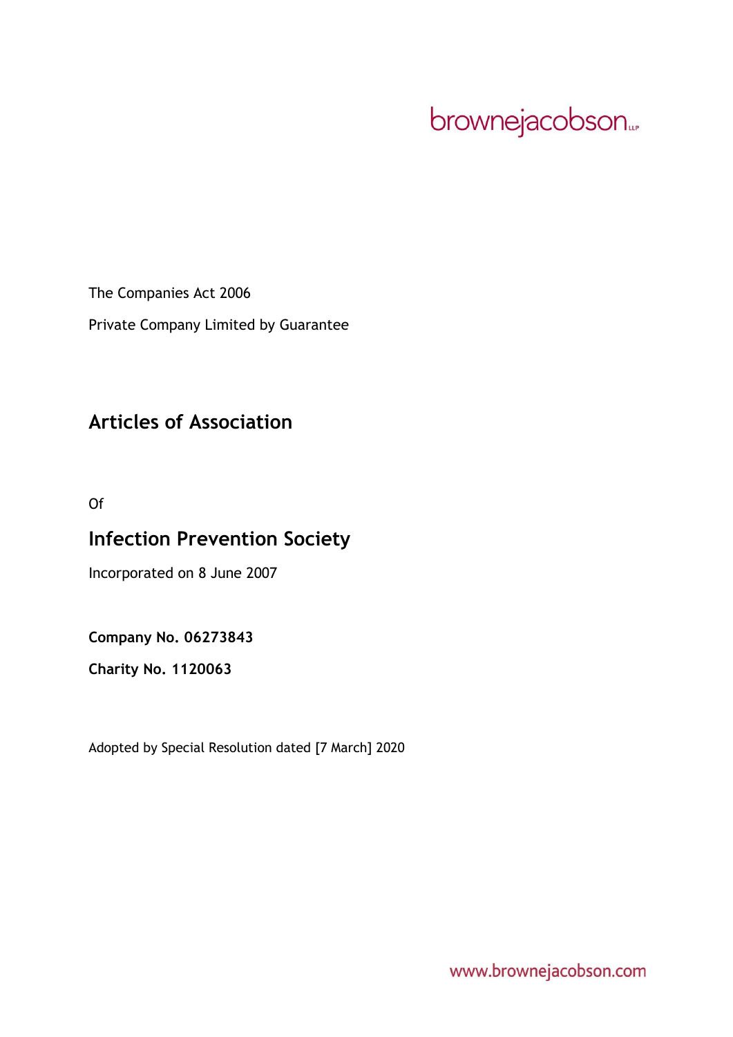brownejacobson LLP

The Companies Act 2006

Private Company Limited by Guarantee

# Articles of Association

Of

# Infection Prevention Society

Incorporated on 8 June 2007

**Company No. 06273843**

**Charity No. 1120063**

Adopted by Special Resolution dated [7 March] 2020

www.brownejacobson.com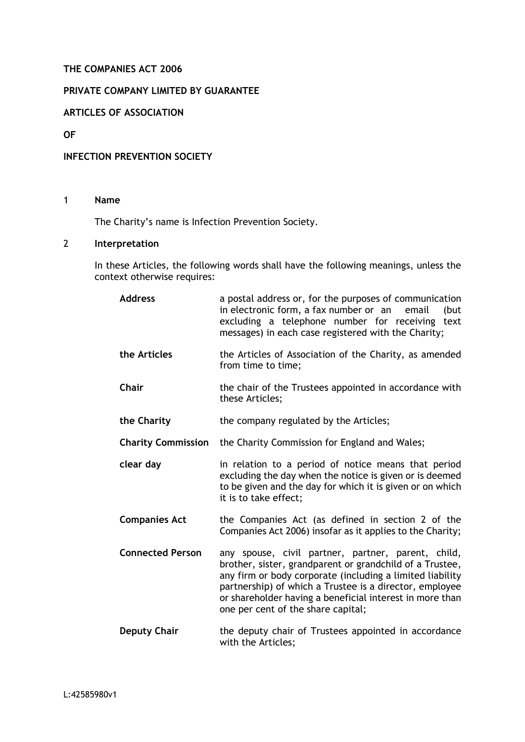**THE COMPANIES ACT 2006**

**PRIVATE COMPANY LIMITED BY GUARANTEE**

**ARTICLES OF ASSOCIATION**

**OF**

**INFECTION PREVENTION SOCIETY**

## 1 Name

The Charity's name is Infection Prevention Society.

## 2 Interpretation

In these Articles, the following words shall have the following meanings, unless the context otherwise requires:

| | |
|---|---|
| **Address** | a postal address or, for the purposes of communication in electronic form, a fax number or an email (but excluding a telephone number for receiving text messages) in each case registered with the Charity; |
| **the Articles** | the Articles of Association of the Charity, as amended from time to time; |
| **Chair** | the chair of the Trustees appointed in accordance with these Articles; |
| **the Charity** | the company regulated by the Articles; |
| **Charity Commission** | the Charity Commission for England and Wales; |
| **clear day** | in relation to a period of notice means that period excluding the day when the notice is given or is deemed to be given and the day for which it is given or on which it is to take effect; |
| **Companies Act** | the Companies Act (as defined in section 2 of the Companies Act 2006) insofar as it applies to the Charity; |
| **Connected Person** | any spouse, civil partner, partner, parent, child, brother, sister, grandparent or grandchild of a Trustee, any firm or body corporate (including a limited liability partnership) of which a Trustee is a director, employee or shareholder having a beneficial interest in more than one per cent of the share capital; |
| **Deputy Chair** | the deputy chair of Trustees appointed in accordance with the Articles; |

L:42585980v1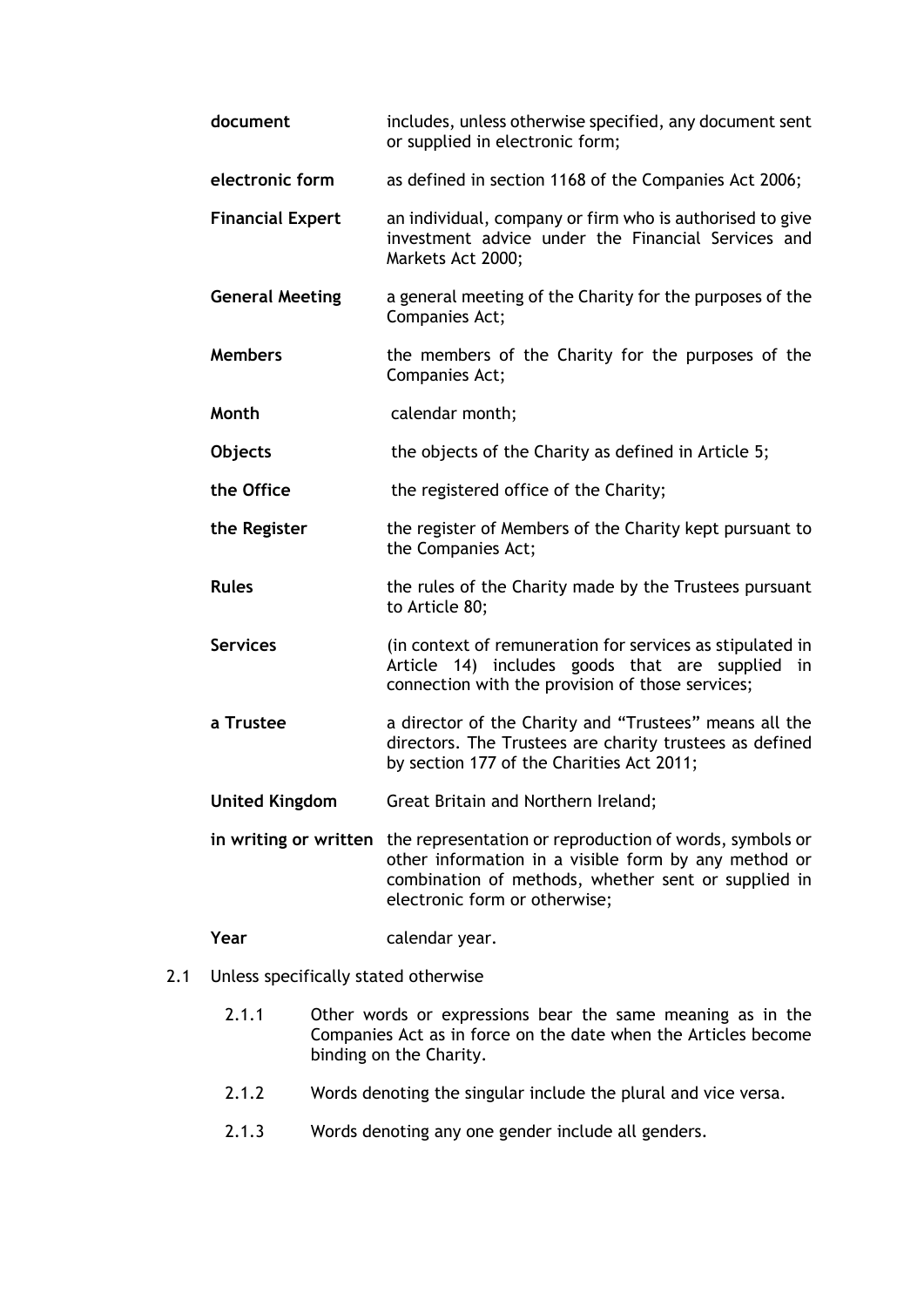| | |
|---|---|
| **document** | includes, unless otherwise specified, any document sent or supplied in electronic form; |
| **electronic form** | as defined in section 1168 of the Companies Act 2006; |
| **Financial Expert** | an individual, company or firm who is authorised to give investment advice under the Financial Services and Markets Act 2000; |
| **General Meeting** | a general meeting of the Charity for the purposes of the Companies Act; |
| **Members** | the members of the Charity for the purposes of the Companies Act; |
| **Month** | calendar month; |
| **Objects** | the objects of the Charity as defined in Article 5; |
| **the Office** | the registered office of the Charity; |
| **the Register** | the register of Members of the Charity kept pursuant to the Companies Act; |
| **Rules** | the rules of the Charity made by the Trustees pursuant to Article 80; |
| **Services** | (in context of remuneration for services as stipulated in Article 14) includes goods that are supplied in connection with the provision of those services; |
| **a Trustee** | a director of the Charity and "Trustees" means all the directors. The Trustees are charity trustees as defined by section 177 of the Charities Act 2011; |
| **United Kingdom** | Great Britain and Northern Ireland; |
| **in writing or written** | the representation or reproduction of words, symbols or other information in a visible form by any method or combination of methods, whether sent or supplied in electronic form or otherwise; |
| **Year** | calendar year. |

2.1 Unless specifically stated otherwise

2.1.1 Other words or expressions bear the same meaning as in the Companies Act as in force on the date when the Articles become binding on the Charity.

2.1.2 Words denoting the singular include the plural and vice versa.

2.1.3 Words denoting any one gender include all genders.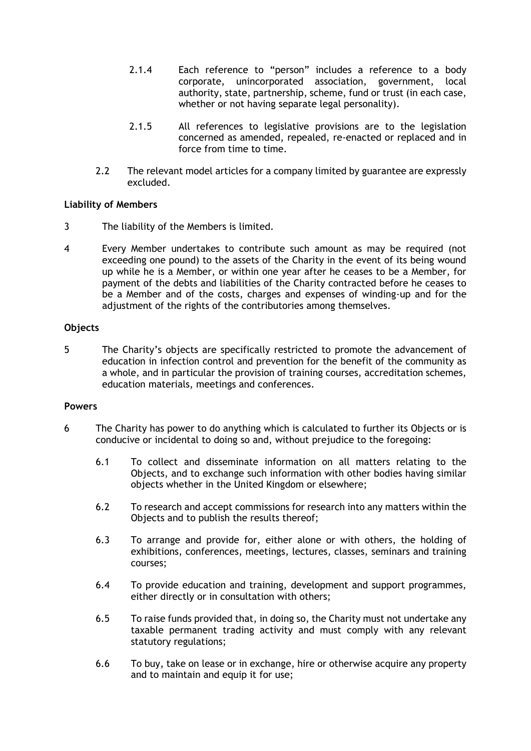2.1.4 Each reference to "person" includes a reference to a body corporate, unincorporated association, government, local authority, state, partnership, scheme, fund or trust (in each case, whether or not having separate legal personality).

2.1.5 All references to legislative provisions are to the legislation concerned as amended, repealed, re-enacted or replaced and in force from time to time.

2.2 The relevant model articles for a company limited by guarantee are expressly excluded.

**Liability of Members**

3 The liability of the Members is limited.

4 Every Member undertakes to contribute such amount as may be required (not exceeding one pound) to the assets of the Charity in the event of its being wound up while he is a Member, or within one year after he ceases to be a Member, for payment of the debts and liabilities of the Charity contracted before he ceases to be a Member and of the costs, charges and expenses of winding-up and for the adjustment of the rights of the contributories among themselves.

**Objects**

5 The Charity's objects are specifically restricted to promote the advancement of education in infection control and prevention for the benefit of the community as a whole, and in particular the provision of training courses, accreditation schemes, education materials, meetings and conferences.

**Powers**

6 The Charity has power to do anything which is calculated to further its Objects or is conducive or incidental to doing so and, without prejudice to the foregoing:

6.1 To collect and disseminate information on all matters relating to the Objects, and to exchange such information with other bodies having similar objects whether in the United Kingdom or elsewhere;

6.2 To research and accept commissions for research into any matters within the Objects and to publish the results thereof;

6.3 To arrange and provide for, either alone or with others, the holding of exhibitions, conferences, meetings, lectures, classes, seminars and training courses;

6.4 To provide education and training, development and support programmes, either directly or in consultation with others;

6.5 To raise funds provided that, in doing so, the Charity must not undertake any taxable permanent trading activity and must comply with any relevant statutory regulations;

6.6 To buy, take on lease or in exchange, hire or otherwise acquire any property and to maintain and equip it for use;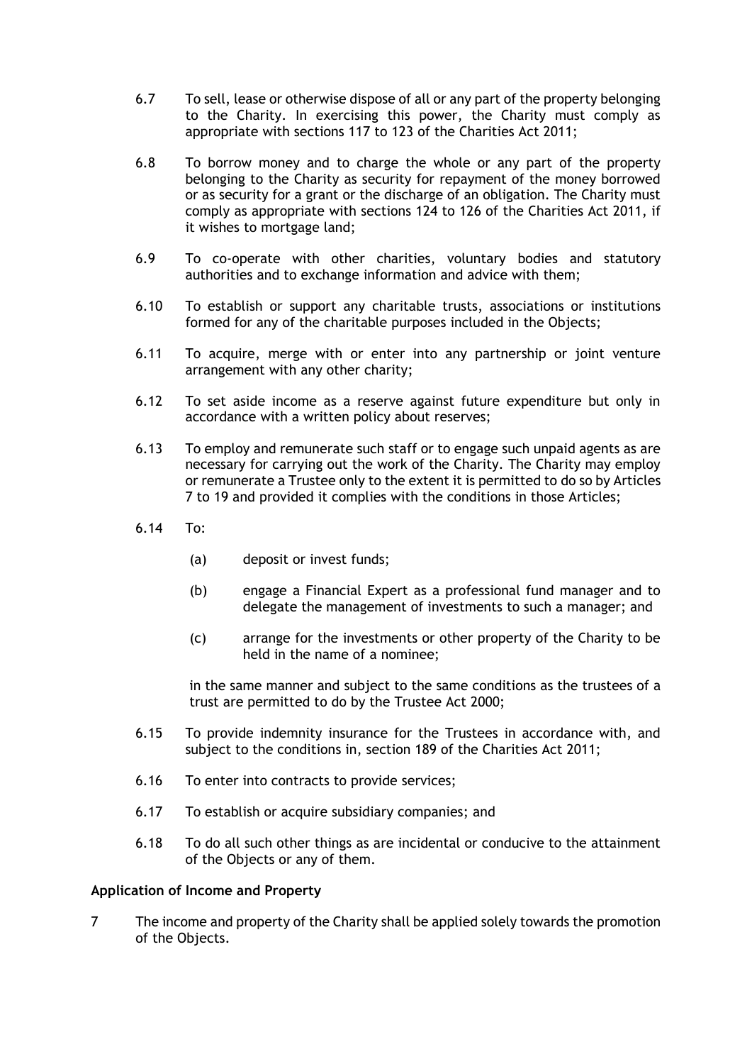6.7 To sell, lease or otherwise dispose of all or any part of the property belonging to the Charity. In exercising this power, the Charity must comply as appropriate with sections 117 to 123 of the Charities Act 2011;

6.8 To borrow money and to charge the whole or any part of the property belonging to the Charity as security for repayment of the money borrowed or as security for a grant or the discharge of an obligation. The Charity must comply as appropriate with sections 124 to 126 of the Charities Act 2011, if it wishes to mortgage land;

6.9 To co-operate with other charities, voluntary bodies and statutory authorities and to exchange information and advice with them;

6.10 To establish or support any charitable trusts, associations or institutions formed for any of the charitable purposes included in the Objects;

6.11 To acquire, merge with or enter into any partnership or joint venture arrangement with any other charity;

6.12 To set aside income as a reserve against future expenditure but only in accordance with a written policy about reserves;

6.13 To employ and remunerate such staff or to engage such unpaid agents as are necessary for carrying out the work of the Charity. The Charity may employ or remunerate a Trustee only to the extent it is permitted to do so by Articles 7 to 19 and provided it complies with the conditions in those Articles;

6.14 To:

(a) deposit or invest funds;

(b) engage a Financial Expert as a professional fund manager and to delegate the management of investments to such a manager; and

(c) arrange for the investments or other property of the Charity to be held in the name of a nominee;

in the same manner and subject to the same conditions as the trustees of a trust are permitted to do by the Trustee Act 2000;

6.15 To provide indemnity insurance for the Trustees in accordance with, and subject to the conditions in, section 189 of the Charities Act 2011;

6.16 To enter into contracts to provide services;

6.17 To establish or acquire subsidiary companies; and

6.18 To do all such other things as are incidental or conducive to the attainment of the Objects or any of them.

**Application of Income and Property**

7 The income and property of the Charity shall be applied solely towards the promotion of the Objects.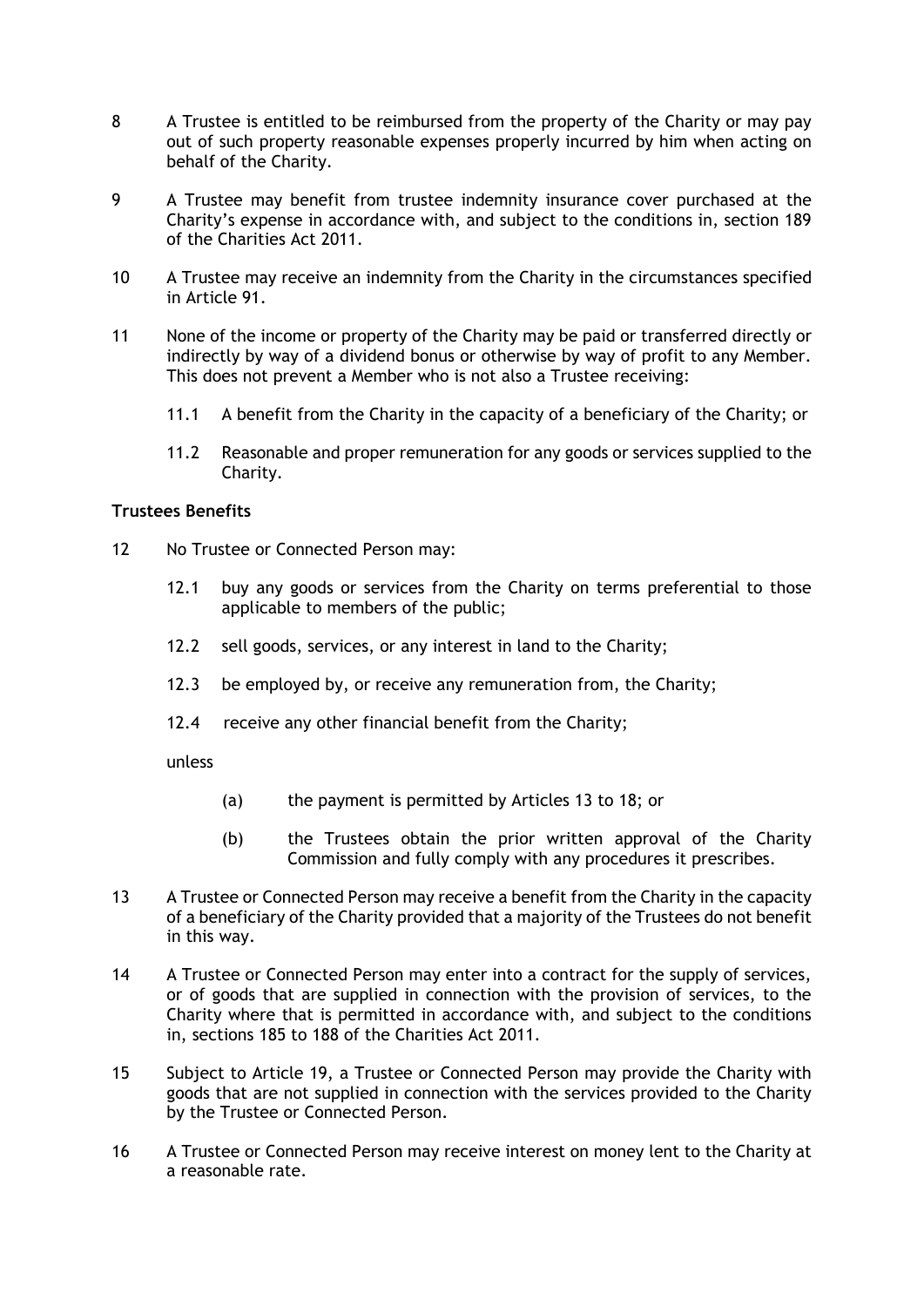8 A Trustee is entitled to be reimbursed from the property of the Charity or may pay out of such property reasonable expenses properly incurred by him when acting on behalf of the Charity.

9 A Trustee may benefit from trustee indemnity insurance cover purchased at the Charity's expense in accordance with, and subject to the conditions in, section 189 of the Charities Act 2011.

10 A Trustee may receive an indemnity from the Charity in the circumstances specified in Article 91.

11 None of the income or property of the Charity may be paid or transferred directly or indirectly by way of a dividend bonus or otherwise by way of profit to any Member. This does not prevent a Member who is not also a Trustee receiving:

- 11.1 A benefit from the Charity in the capacity of a beneficiary of the Charity; or
- 11.2 Reasonable and proper remuneration for any goods or services supplied to the Charity.

**Trustees Benefits**

12 No Trustee or Connected Person may:

- 12.1 buy any goods or services from the Charity on terms preferential to those applicable to members of the public;
- 12.2 sell goods, services, or any interest in land to the Charity;
- 12.3 be employed by, or receive any remuneration from, the Charity;
- 12.4 receive any other financial benefit from the Charity;

unless

- (a) the payment is permitted by Articles 13 to 18; or
- (b) the Trustees obtain the prior written approval of the Charity Commission and fully comply with any procedures it prescribes.

13 A Trustee or Connected Person may receive a benefit from the Charity in the capacity of a beneficiary of the Charity provided that a majority of the Trustees do not benefit in this way.

14 A Trustee or Connected Person may enter into a contract for the supply of services, or of goods that are supplied in connection with the provision of services, to the Charity where that is permitted in accordance with, and subject to the conditions in, sections 185 to 188 of the Charities Act 2011.

15 Subject to Article 19, a Trustee or Connected Person may provide the Charity with goods that are not supplied in connection with the services provided to the Charity by the Trustee or Connected Person.

16 A Trustee or Connected Person may receive interest on money lent to the Charity at a reasonable rate.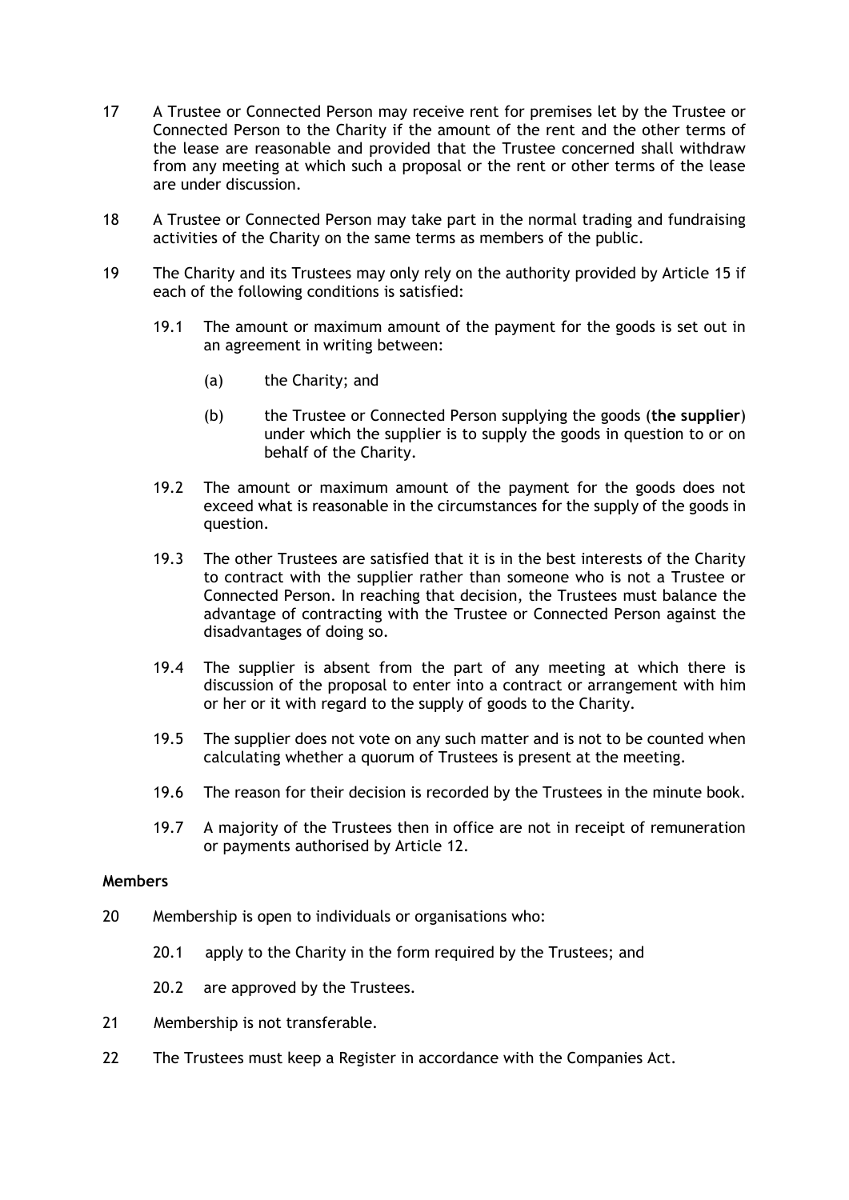17 A Trustee or Connected Person may receive rent for premises let by the Trustee or Connected Person to the Charity if the amount of the rent and the other terms of the lease are reasonable and provided that the Trustee concerned shall withdraw from any meeting at which such a proposal or the rent or other terms of the lease are under discussion.

18 A Trustee or Connected Person may take part in the normal trading and fundraising activities of the Charity on the same terms as members of the public.

19 The Charity and its Trustees may only rely on the authority provided by Article 15 if each of the following conditions is satisfied:

19.1 The amount or maximum amount of the payment for the goods is set out in an agreement in writing between:

(a) the Charity; and

(b) the Trustee or Connected Person supplying the goods (**the supplier**) under which the supplier is to supply the goods in question to or on behalf of the Charity.

19.2 The amount or maximum amount of the payment for the goods does not exceed what is reasonable in the circumstances for the supply of the goods in question.

19.3 The other Trustees are satisfied that it is in the best interests of the Charity to contract with the supplier rather than someone who is not a Trustee or Connected Person. In reaching that decision, the Trustees must balance the advantage of contracting with the Trustee or Connected Person against the disadvantages of doing so.

19.4 The supplier is absent from the part of any meeting at which there is discussion of the proposal to enter into a contract or arrangement with him or her or it with regard to the supply of goods to the Charity.

19.5 The supplier does not vote on any such matter and is not to be counted when calculating whether a quorum of Trustees is present at the meeting.

19.6 The reason for their decision is recorded by the Trustees in the minute book.

19.7 A majority of the Trustees then in office are not in receipt of remuneration or payments authorised by Article 12.

**Members**

20 Membership is open to individuals or organisations who:

20.1 apply to the Charity in the form required by the Trustees; and

20.2 are approved by the Trustees.

21 Membership is not transferable.

22 The Trustees must keep a Register in accordance with the Companies Act.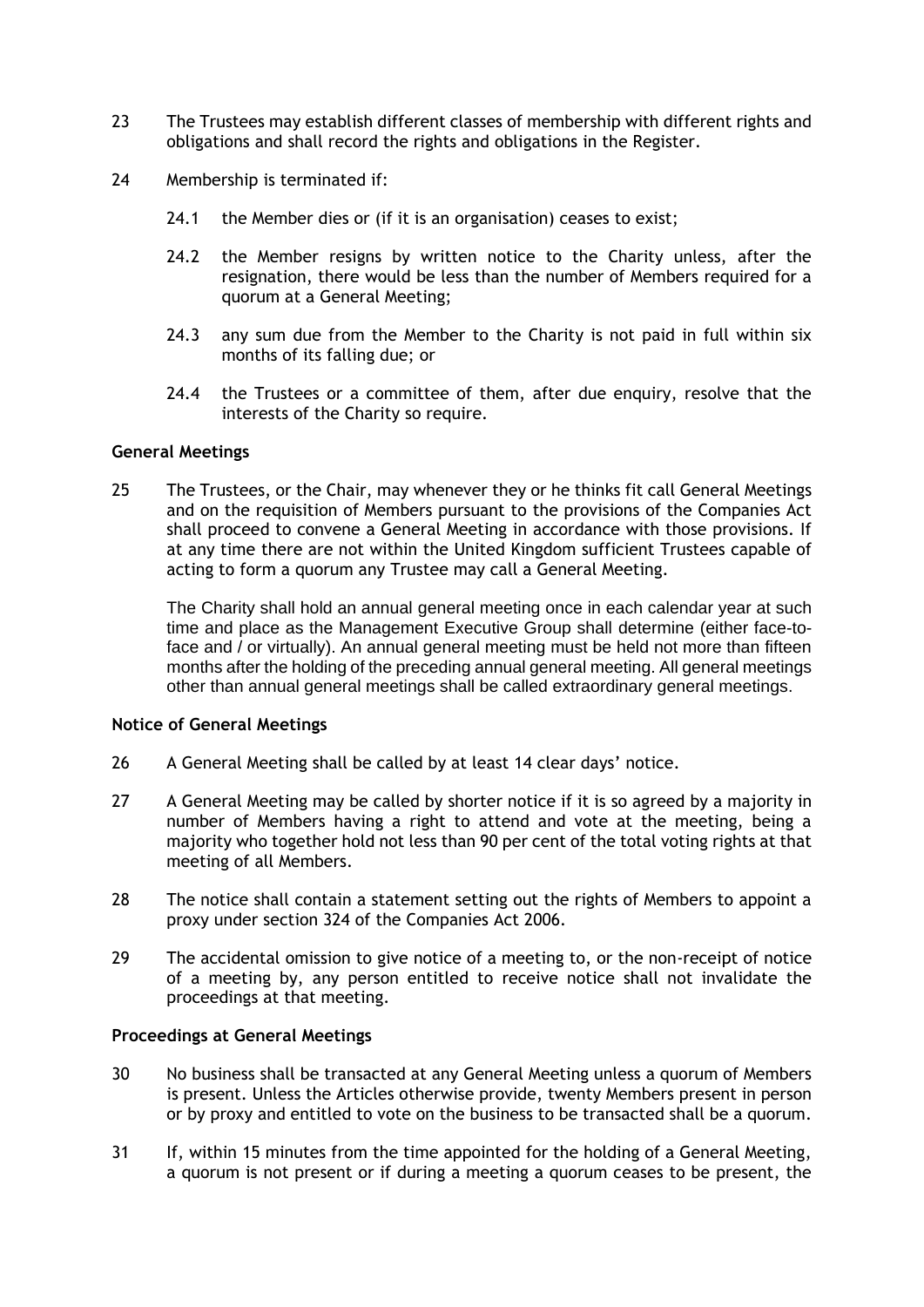23 The Trustees may establish different classes of membership with different rights and obligations and shall record the rights and obligations in the Register.

24 Membership is terminated if:

24.1 the Member dies or (if it is an organisation) ceases to exist;

24.2 the Member resigns by written notice to the Charity unless, after the resignation, there would be less than the number of Members required for a quorum at a General Meeting;

24.3 any sum due from the Member to the Charity is not paid in full within six months of its falling due; or

24.4 the Trustees or a committee of them, after due enquiry, resolve that the interests of the Charity so require.

**General Meetings**

25 The Trustees, or the Chair, may whenever they or he thinks fit call General Meetings and on the requisition of Members pursuant to the provisions of the Companies Act shall proceed to convene a General Meeting in accordance with those provisions. If at any time there are not within the United Kingdom sufficient Trustees capable of acting to form a quorum any Trustee may call a General Meeting.

The Charity shall hold an annual general meeting once in each calendar year at such time and place as the Management Executive Group shall determine (either face-to-face and / or virtually). An annual general meeting must be held not more than fifteen months after the holding of the preceding annual general meeting. All general meetings other than annual general meetings shall be called extraordinary general meetings.

**Notice of General Meetings**

26 A General Meeting shall be called by at least 14 clear days' notice.

27 A General Meeting may be called by shorter notice if it is so agreed by a majority in number of Members having a right to attend and vote at the meeting, being a majority who together hold not less than 90 per cent of the total voting rights at that meeting of all Members.

28 The notice shall contain a statement setting out the rights of Members to appoint a proxy under section 324 of the Companies Act 2006.

29 The accidental omission to give notice of a meeting to, or the non-receipt of notice of a meeting by, any person entitled to receive notice shall not invalidate the proceedings at that meeting.

**Proceedings at General Meetings**

30 No business shall be transacted at any General Meeting unless a quorum of Members is present. Unless the Articles otherwise provide, twenty Members present in person or by proxy and entitled to vote on the business to be transacted shall be a quorum.

31 If, within 15 minutes from the time appointed for the holding of a General Meeting, a quorum is not present or if during a meeting a quorum ceases to be present, the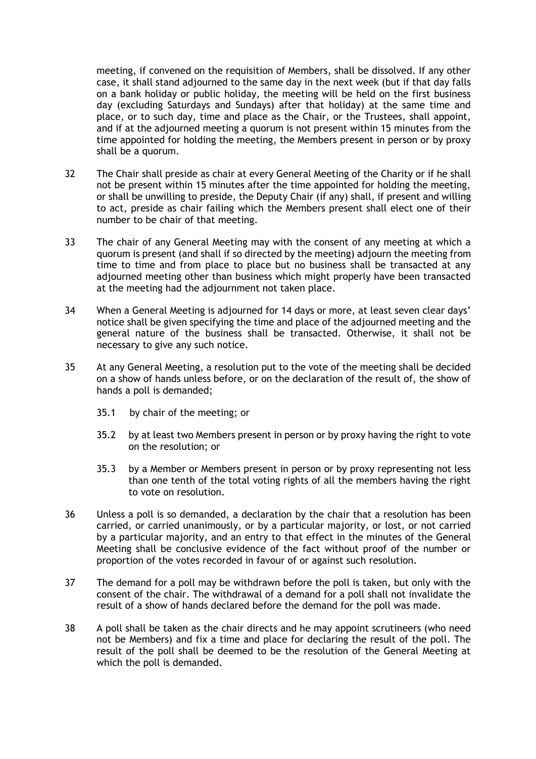meeting, if convened on the requisition of Members, shall be dissolved. If any other case, it shall stand adjourned to the same day in the next week (but if that day falls on a bank holiday or public holiday, the meeting will be held on the first business day (excluding Saturdays and Sundays) after that holiday) at the same time and place, or to such day, time and place as the Chair, or the Trustees, shall appoint, and if at the adjourned meeting a quorum is not present within 15 minutes from the time appointed for holding the meeting, the Members present in person or by proxy shall be a quorum.

32 The Chair shall preside as chair at every General Meeting of the Charity or if he shall not be present within 15 minutes after the time appointed for holding the meeting, or shall be unwilling to preside, the Deputy Chair (if any) shall, if present and willing to act, preside as chair failing which the Members present shall elect one of their number to be chair of that meeting.

33 The chair of any General Meeting may with the consent of any meeting at which a quorum is present (and shall if so directed by the meeting) adjourn the meeting from time to time and from place to place but no business shall be transacted at any adjourned meeting other than business which might properly have been transacted at the meeting had the adjournment not taken place.

34 When a General Meeting is adjourned for 14 days or more, at least seven clear days' notice shall be given specifying the time and place of the adjourned meeting and the general nature of the business shall be transacted. Otherwise, it shall not be necessary to give any such notice.

35 At any General Meeting, a resolution put to the vote of the meeting shall be decided on a show of hands unless before, or on the declaration of the result of, the show of hands a poll is demanded;

35.1 by chair of the meeting; or

35.2 by at least two Members present in person or by proxy having the right to vote on the resolution; or

35.3 by a Member or Members present in person or by proxy representing not less than one tenth of the total voting rights of all the members having the right to vote on resolution.

36 Unless a poll is so demanded, a declaration by the chair that a resolution has been carried, or carried unanimously, or by a particular majority, or lost, or not carried by a particular majority, and an entry to that effect in the minutes of the General Meeting shall be conclusive evidence of the fact without proof of the number or proportion of the votes recorded in favour of or against such resolution.

37 The demand for a poll may be withdrawn before the poll is taken, but only with the consent of the chair. The withdrawal of a demand for a poll shall not invalidate the result of a show of hands declared before the demand for the poll was made.

38 A poll shall be taken as the chair directs and he may appoint scrutineers (who need not be Members) and fix a time and place for declaring the result of the poll. The result of the poll shall be deemed to be the resolution of the General Meeting at which the poll is demanded.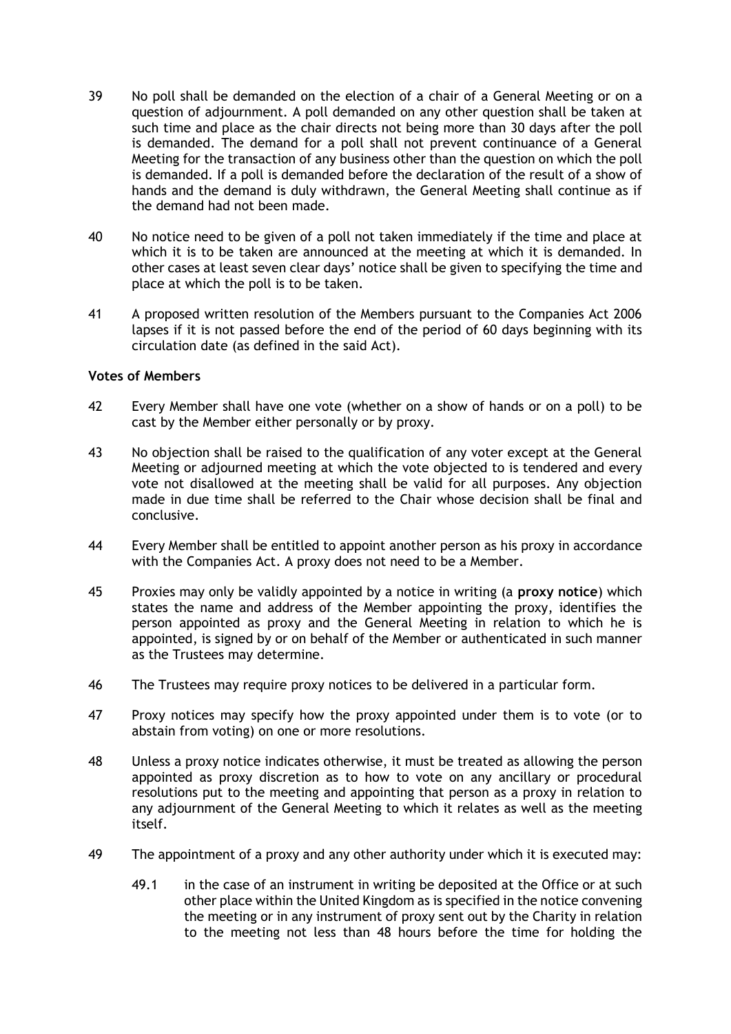39 No poll shall be demanded on the election of a chair of a General Meeting or on a question of adjournment. A poll demanded on any other question shall be taken at such time and place as the chair directs not being more than 30 days after the poll is demanded. The demand for a poll shall not prevent continuance of a General Meeting for the transaction of any business other than the question on which the poll is demanded. If a poll is demanded before the declaration of the result of a show of hands and the demand is duly withdrawn, the General Meeting shall continue as if the demand had not been made.

40 No notice need to be given of a poll not taken immediately if the time and place at which it is to be taken are announced at the meeting at which it is demanded. In other cases at least seven clear days' notice shall be given to specifying the time and place at which the poll is to be taken.

41 A proposed written resolution of the Members pursuant to the Companies Act 2006 lapses if it is not passed before the end of the period of 60 days beginning with its circulation date (as defined in the said Act).

**Votes of Members**

42 Every Member shall have one vote (whether on a show of hands or on a poll) to be cast by the Member either personally or by proxy.

43 No objection shall be raised to the qualification of any voter except at the General Meeting or adjourned meeting at which the vote objected to is tendered and every vote not disallowed at the meeting shall be valid for all purposes. Any objection made in due time shall be referred to the Chair whose decision shall be final and conclusive.

44 Every Member shall be entitled to appoint another person as his proxy in accordance with the Companies Act. A proxy does not need to be a Member.

45 Proxies may only be validly appointed by a notice in writing (a **proxy notice**) which states the name and address of the Member appointing the proxy, identifies the person appointed as proxy and the General Meeting in relation to which he is appointed, is signed by or on behalf of the Member or authenticated in such manner as the Trustees may determine.

46 The Trustees may require proxy notices to be delivered in a particular form.

47 Proxy notices may specify how the proxy appointed under them is to vote (or to abstain from voting) on one or more resolutions.

48 Unless a proxy notice indicates otherwise, it must be treated as allowing the person appointed as proxy discretion as to how to vote on any ancillary or procedural resolutions put to the meeting and appointing that person as a proxy in relation to any adjournment of the General Meeting to which it relates as well as the meeting itself.

49 The appointment of a proxy and any other authority under which it is executed may:

49.1 in the case of an instrument in writing be deposited at the Office or at such other place within the United Kingdom as is specified in the notice convening the meeting or in any instrument of proxy sent out by the Charity in relation to the meeting not less than 48 hours before the time for holding the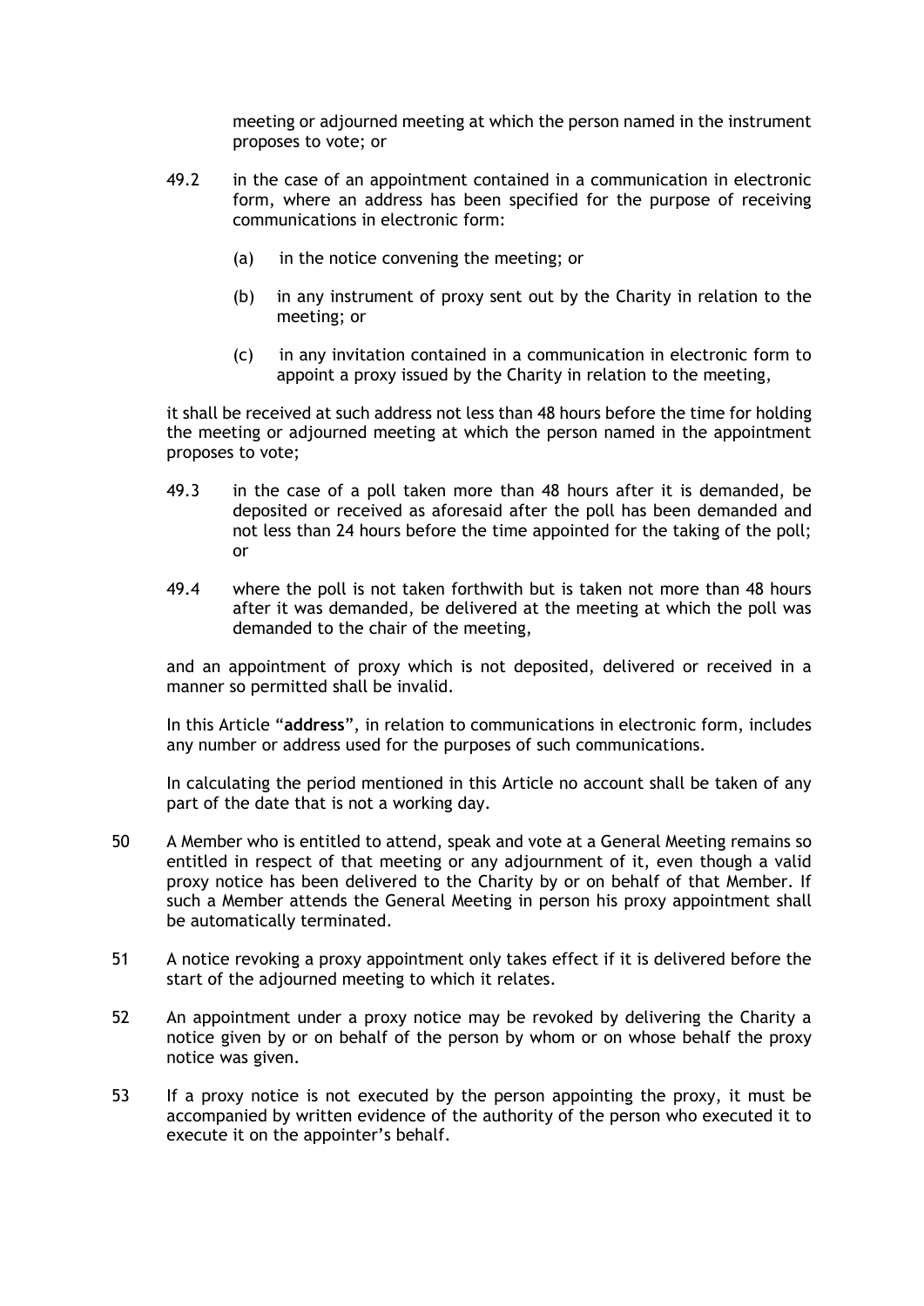meeting or adjourned meeting at which the person named in the instrument proposes to vote; or

49.2 in the case of an appointment contained in a communication in electronic form, where an address has been specified for the purpose of receiving communications in electronic form:

(a) in the notice convening the meeting; or

(b) in any instrument of proxy sent out by the Charity in relation to the meeting; or

(c) in any invitation contained in a communication in electronic form to appoint a proxy issued by the Charity in relation to the meeting,

it shall be received at such address not less than 48 hours before the time for holding the meeting or adjourned meeting at which the person named in the appointment proposes to vote;

49.3 in the case of a poll taken more than 48 hours after it is demanded, be deposited or received as aforesaid after the poll has been demanded and not less than 24 hours before the time appointed for the taking of the poll; or

49.4 where the poll is not taken forthwith but is taken not more than 48 hours after it was demanded, be delivered at the meeting at which the poll was demanded to the chair of the meeting,

and an appointment of proxy which is not deposited, delivered or received in a manner so permitted shall be invalid.

In this Article "**address**", in relation to communications in electronic form, includes any number or address used for the purposes of such communications.

In calculating the period mentioned in this Article no account shall be taken of any part of the date that is not a working day.

50 A Member who is entitled to attend, speak and vote at a General Meeting remains so entitled in respect of that meeting or any adjournment of it, even though a valid proxy notice has been delivered to the Charity by or on behalf of that Member. If such a Member attends the General Meeting in person his proxy appointment shall be automatically terminated.

51 A notice revoking a proxy appointment only takes effect if it is delivered before the start of the adjourned meeting to which it relates.

52 An appointment under a proxy notice may be revoked by delivering the Charity a notice given by or on behalf of the person by whom or on whose behalf the proxy notice was given.

53 If a proxy notice is not executed by the person appointing the proxy, it must be accompanied by written evidence of the authority of the person who executed it to execute it on the appointer's behalf.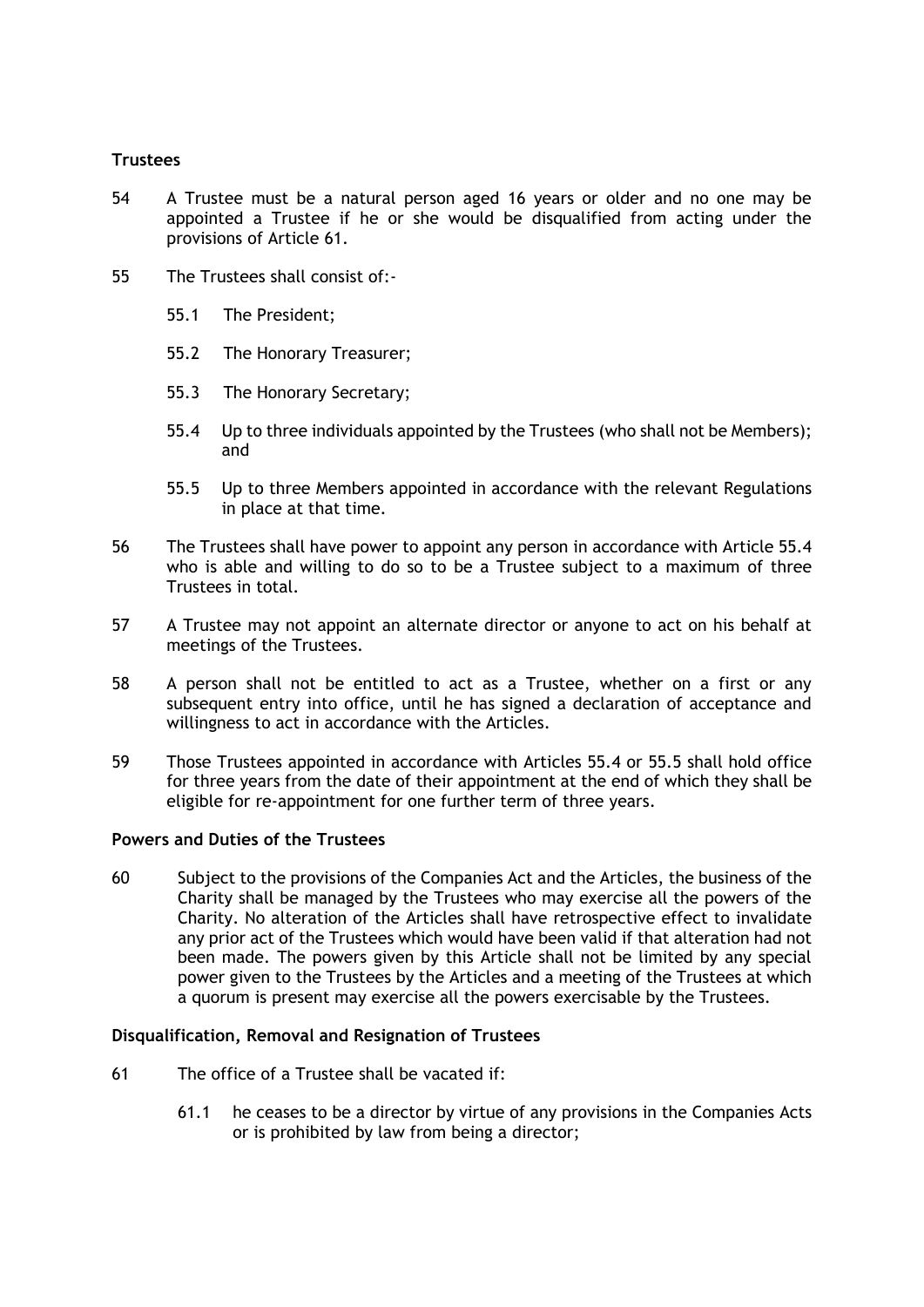## Trustees

54 A Trustee must be a natural person aged 16 years or older and no one may be appointed a Trustee if he or she would be disqualified from acting under the provisions of Article 61.

55 The Trustees shall consist of:-

55.1 The President;

55.2 The Honorary Treasurer;

55.3 The Honorary Secretary;

55.4 Up to three individuals appointed by the Trustees (who shall not be Members); and

55.5 Up to three Members appointed in accordance with the relevant Regulations in place at that time.

56 The Trustees shall have power to appoint any person in accordance with Article 55.4 who is able and willing to do so to be a Trustee subject to a maximum of three Trustees in total.

57 A Trustee may not appoint an alternate director or anyone to act on his behalf at meetings of the Trustees.

58 A person shall not be entitled to act as a Trustee, whether on a first or any subsequent entry into office, until he has signed a declaration of acceptance and willingness to act in accordance with the Articles.

59 Those Trustees appointed in accordance with Articles 55.4 or 55.5 shall hold office for three years from the date of their appointment at the end of which they shall be eligible for re-appointment for one further term of three years.

## Powers and Duties of the Trustees

60 Subject to the provisions of the Companies Act and the Articles, the business of the Charity shall be managed by the Trustees who may exercise all the powers of the Charity. No alteration of the Articles shall have retrospective effect to invalidate any prior act of the Trustees which would have been valid if that alteration had not been made. The powers given by this Article shall not be limited by any special power given to the Trustees by the Articles and a meeting of the Trustees at which a quorum is present may exercise all the powers exercisable by the Trustees.

## Disqualification, Removal and Resignation of Trustees

61 The office of a Trustee shall be vacated if:

61.1 he ceases to be a director by virtue of any provisions in the Companies Acts or is prohibited by law from being a director;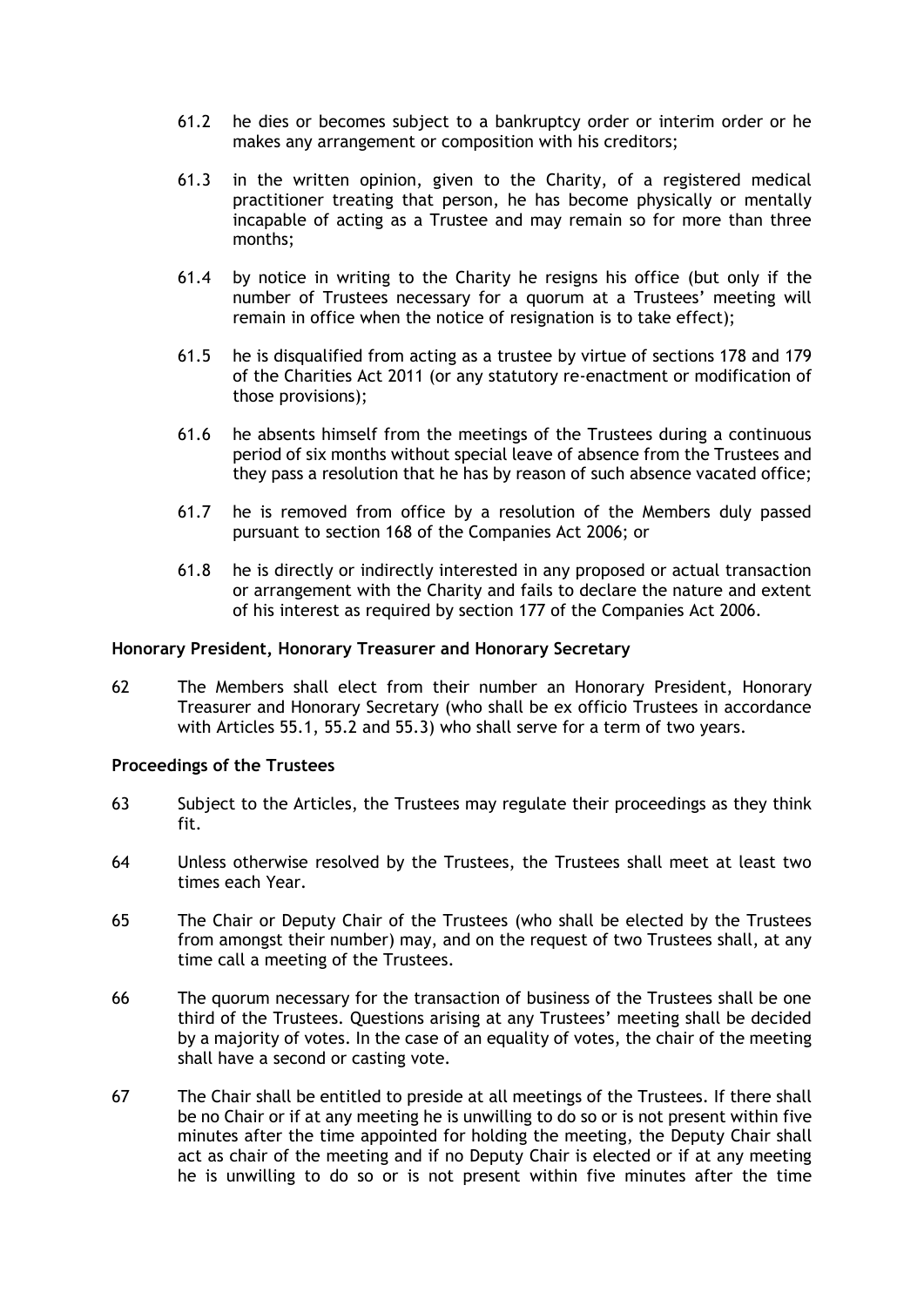61.2 he dies or becomes subject to a bankruptcy order or interim order or he makes any arrangement or composition with his creditors;

61.3 in the written opinion, given to the Charity, of a registered medical practitioner treating that person, he has become physically or mentally incapable of acting as a Trustee and may remain so for more than three months;

61.4 by notice in writing to the Charity he resigns his office (but only if the number of Trustees necessary for a quorum at a Trustees' meeting will remain in office when the notice of resignation is to take effect);

61.5 he is disqualified from acting as a trustee by virtue of sections 178 and 179 of the Charities Act 2011 (or any statutory re-enactment or modification of those provisions);

61.6 he absents himself from the meetings of the Trustees during a continuous period of six months without special leave of absence from the Trustees and they pass a resolution that he has by reason of such absence vacated office;

61.7 he is removed from office by a resolution of the Members duly passed pursuant to section 168 of the Companies Act 2006; or

61.8 he is directly or indirectly interested in any proposed or actual transaction or arrangement with the Charity and fails to declare the nature and extent of his interest as required by section 177 of the Companies Act 2006.

**Honorary President, Honorary Treasurer and Honorary Secretary**

62 The Members shall elect from their number an Honorary President, Honorary Treasurer and Honorary Secretary (who shall be ex officio Trustees in accordance with Articles 55.1, 55.2 and 55.3) who shall serve for a term of two years.

**Proceedings of the Trustees**

63 Subject to the Articles, the Trustees may regulate their proceedings as they think fit.

64 Unless otherwise resolved by the Trustees, the Trustees shall meet at least two times each Year.

65 The Chair or Deputy Chair of the Trustees (who shall be elected by the Trustees from amongst their number) may, and on the request of two Trustees shall, at any time call a meeting of the Trustees.

66 The quorum necessary for the transaction of business of the Trustees shall be one third of the Trustees. Questions arising at any Trustees' meeting shall be decided by a majority of votes. In the case of an equality of votes, the chair of the meeting shall have a second or casting vote.

67 The Chair shall be entitled to preside at all meetings of the Trustees. If there shall be no Chair or if at any meeting he is unwilling to do so or is not present within five minutes after the time appointed for holding the meeting, the Deputy Chair shall act as chair of the meeting and if no Deputy Chair is elected or if at any meeting he is unwilling to do so or is not present within five minutes after the time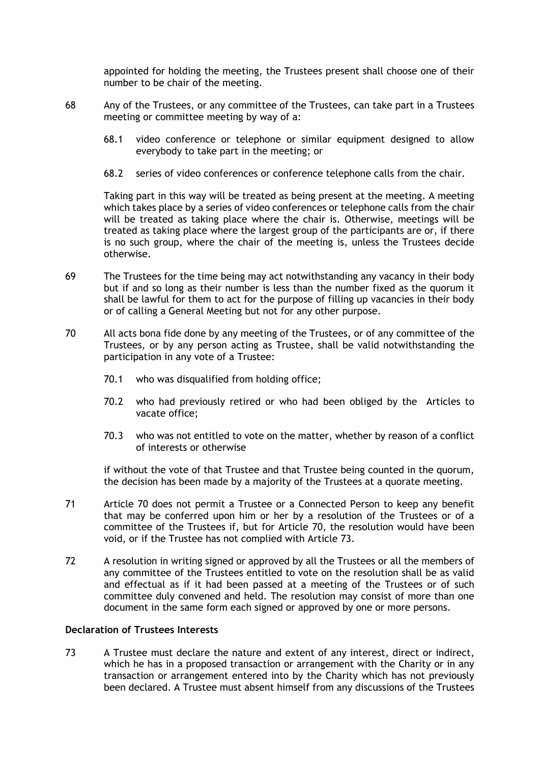appointed for holding the meeting, the Trustees present shall choose one of their number to be chair of the meeting.

68 Any of the Trustees, or any committee of the Trustees, can take part in a Trustees meeting or committee meeting by way of a:

 68.1 video conference or telephone or similar equipment designed to allow everybody to take part in the meeting; or

 68.2 series of video conferences or conference telephone calls from the chair.

 Taking part in this way will be treated as being present at the meeting. A meeting which takes place by a series of video conferences or telephone calls from the chair will be treated as taking place where the chair is. Otherwise, meetings will be treated as taking place where the largest group of the participants are or, if there is no such group, where the chair of the meeting is, unless the Trustees decide otherwise.

69 The Trustees for the time being may act notwithstanding any vacancy in their body but if and so long as their number is less than the number fixed as the quorum it shall be lawful for them to act for the purpose of filling up vacancies in their body or of calling a General Meeting but not for any other purpose.

70 All acts bona fide done by any meeting of the Trustees, or of any committee of the Trustees, or by any person acting as Trustee, shall be valid notwithstanding the participation in any vote of a Trustee:

 70.1 who was disqualified from holding office;

 70.2 who had previously retired or who had been obliged by the Articles to vacate office;

 70.3 who was not entitled to vote on the matter, whether by reason of a conflict of interests or otherwise

 if without the vote of that Trustee and that Trustee being counted in the quorum, the decision has been made by a majority of the Trustees at a quorate meeting.

71 Article 70 does not permit a Trustee or a Connected Person to keep any benefit that may be conferred upon him or her by a resolution of the Trustees or of a committee of the Trustees if, but for Article 70, the resolution would have been void, or if the Trustee has not complied with Article 73.

72 A resolution in writing signed or approved by all the Trustees or all the members of any committee of the Trustees entitled to vote on the resolution shall be as valid and effectual as if it had been passed at a meeting of the Trustees or of such committee duly convened and held. The resolution may consist of more than one document in the same form each signed or approved by one or more persons.

**Declaration of Trustees Interests**

73 A Trustee must declare the nature and extent of any interest, direct or indirect, which he has in a proposed transaction or arrangement with the Charity or in any transaction or arrangement entered into by the Charity which has not previously been declared. A Trustee must absent himself from any discussions of the Trustees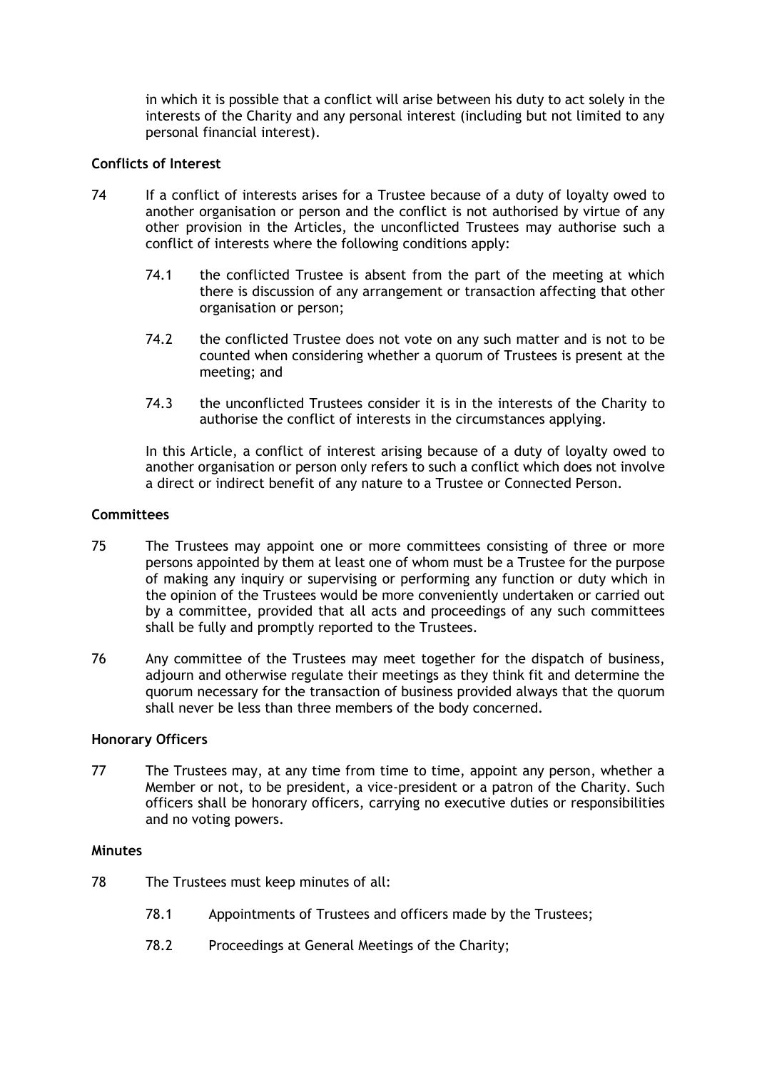in which it is possible that a conflict will arise between his duty to act solely in the interests of the Charity and any personal interest (including but not limited to any personal financial interest).

**Conflicts of Interest**

74 If a conflict of interests arises for a Trustee because of a duty of loyalty owed to another organisation or person and the conflict is not authorised by virtue of any other provision in the Articles, the unconflicted Trustees may authorise such a conflict of interests where the following conditions apply:

- 74.1 the conflicted Trustee is absent from the part of the meeting at which there is discussion of any arrangement or transaction affecting that other organisation or person;
- 74.2 the conflicted Trustee does not vote on any such matter and is not to be counted when considering whether a quorum of Trustees is present at the meeting; and
- 74.3 the unconflicted Trustees consider it is in the interests of the Charity to authorise the conflict of interests in the circumstances applying.

In this Article, a conflict of interest arising because of a duty of loyalty owed to another organisation or person only refers to such a conflict which does not involve a direct or indirect benefit of any nature to a Trustee or Connected Person.

**Committees**

75 The Trustees may appoint one or more committees consisting of three or more persons appointed by them at least one of whom must be a Trustee for the purpose of making any inquiry or supervising or performing any function or duty which in the opinion of the Trustees would be more conveniently undertaken or carried out by a committee, provided that all acts and proceedings of any such committees shall be fully and promptly reported to the Trustees.

76 Any committee of the Trustees may meet together for the dispatch of business, adjourn and otherwise regulate their meetings as they think fit and determine the quorum necessary for the transaction of business provided always that the quorum shall never be less than three members of the body concerned.

**Honorary Officers**

77 The Trustees may, at any time from time to time, appoint any person, whether a Member or not, to be president, a vice-president or a patron of the Charity. Such officers shall be honorary officers, carrying no executive duties or responsibilities and no voting powers.

**Minutes**

78 The Trustees must keep minutes of all:

- 78.1 Appointments of Trustees and officers made by the Trustees;
- 78.2 Proceedings at General Meetings of the Charity;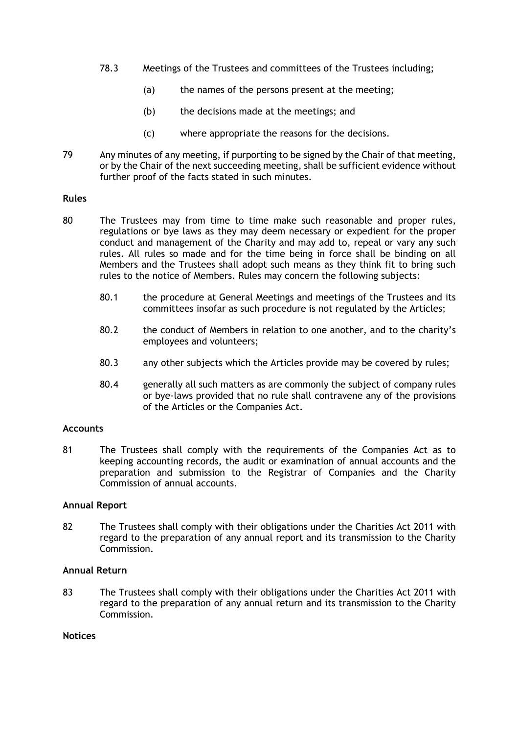78.3 Meetings of the Trustees and committees of the Trustees including;

(a) the names of the persons present at the meeting;

(b) the decisions made at the meetings; and

(c) where appropriate the reasons for the decisions.

79 Any minutes of any meeting, if purporting to be signed by the Chair of that meeting, or by the Chair of the next succeeding meeting, shall be sufficient evidence without further proof of the facts stated in such minutes.

**Rules**

80 The Trustees may from time to time make such reasonable and proper rules, regulations or bye laws as they may deem necessary or expedient for the proper conduct and management of the Charity and may add to, repeal or vary any such rules. All rules so made and for the time being in force shall be binding on all Members and the Trustees shall adopt such means as they think fit to bring such rules to the notice of Members. Rules may concern the following subjects:

80.1 the procedure at General Meetings and meetings of the Trustees and its committees insofar as such procedure is not regulated by the Articles;

80.2 the conduct of Members in relation to one another, and to the charity's employees and volunteers;

80.3 any other subjects which the Articles provide may be covered by rules;

80.4 generally all such matters as are commonly the subject of company rules or bye-laws provided that no rule shall contravene any of the provisions of the Articles or the Companies Act.

**Accounts**

81 The Trustees shall comply with the requirements of the Companies Act as to keeping accounting records, the audit or examination of annual accounts and the preparation and submission to the Registrar of Companies and the Charity Commission of annual accounts.

**Annual Report**

82 The Trustees shall comply with their obligations under the Charities Act 2011 with regard to the preparation of any annual report and its transmission to the Charity Commission.

**Annual Return**

83 The Trustees shall comply with their obligations under the Charities Act 2011 with regard to the preparation of any annual return and its transmission to the Charity Commission.

**Notices**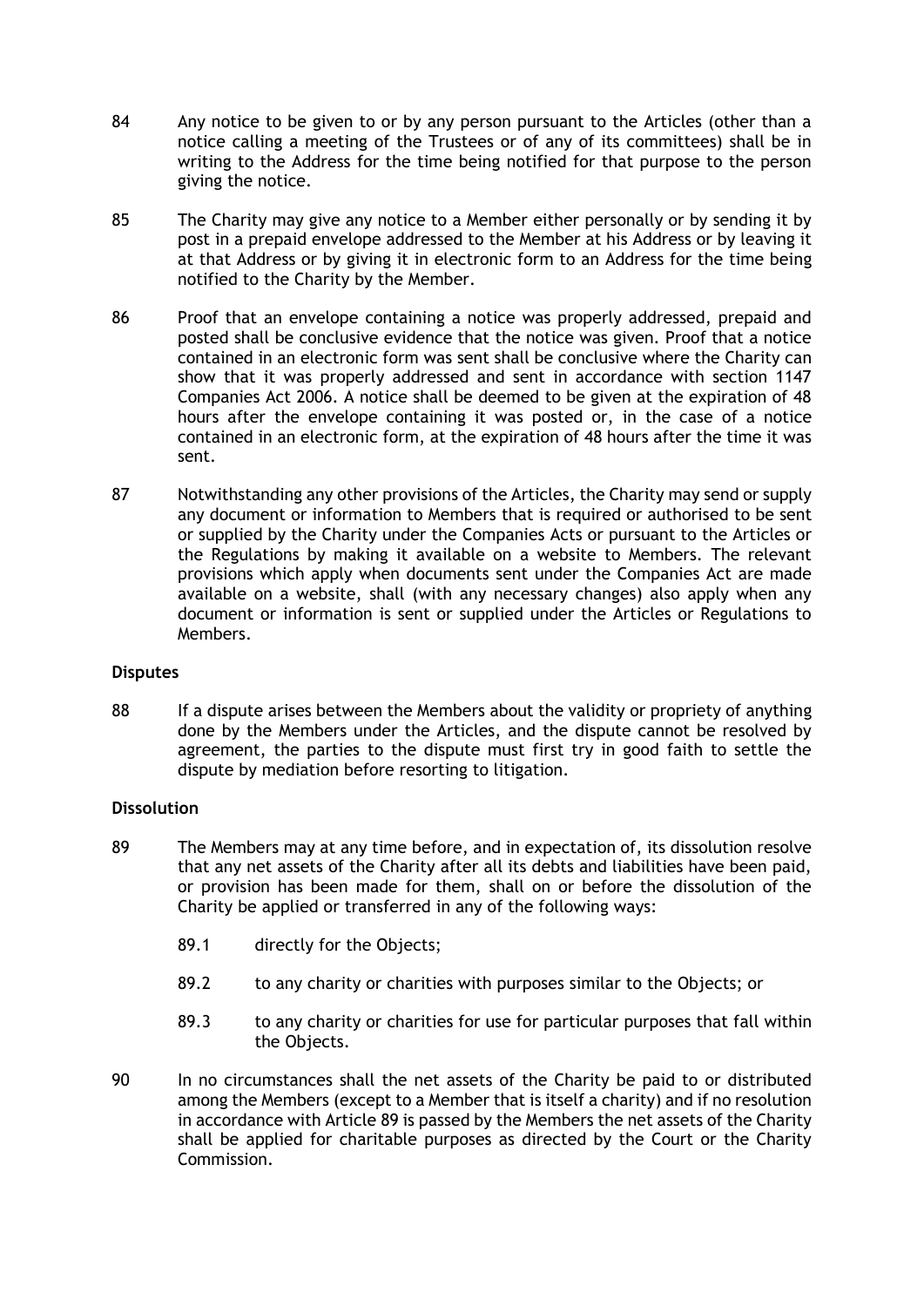84 Any notice to be given to or by any person pursuant to the Articles (other than a notice calling a meeting of the Trustees or of any of its committees) shall be in writing to the Address for the time being notified for that purpose to the person giving the notice.

85 The Charity may give any notice to a Member either personally or by sending it by post in a prepaid envelope addressed to the Member at his Address or by leaving it at that Address or by giving it in electronic form to an Address for the time being notified to the Charity by the Member.

86 Proof that an envelope containing a notice was properly addressed, prepaid and posted shall be conclusive evidence that the notice was given. Proof that a notice contained in an electronic form was sent shall be conclusive where the Charity can show that it was properly addressed and sent in accordance with section 1147 Companies Act 2006. A notice shall be deemed to be given at the expiration of 48 hours after the envelope containing it was posted or, in the case of a notice contained in an electronic form, at the expiration of 48 hours after the time it was sent.

87 Notwithstanding any other provisions of the Articles, the Charity may send or supply any document or information to Members that is required or authorised to be sent or supplied by the Charity under the Companies Acts or pursuant to the Articles or the Regulations by making it available on a website to Members. The relevant provisions which apply when documents sent under the Companies Act are made available on a website, shall (with any necessary changes) also apply when any document or information is sent or supplied under the Articles or Regulations to Members.

**Disputes**

88 If a dispute arises between the Members about the validity or propriety of anything done by the Members under the Articles, and the dispute cannot be resolved by agreement, the parties to the dispute must first try in good faith to settle the dispute by mediation before resorting to litigation.

**Dissolution**

89 The Members may at any time before, and in expectation of, its dissolution resolve that any net assets of the Charity after all its debts and liabilities have been paid, or provision has been made for them, shall on or before the dissolution of the Charity be applied or transferred in any of the following ways:

89.1 directly for the Objects;

89.2 to any charity or charities with purposes similar to the Objects; or

89.3 to any charity or charities for use for particular purposes that fall within the Objects.

90 In no circumstances shall the net assets of the Charity be paid to or distributed among the Members (except to a Member that is itself a charity) and if no resolution in accordance with Article 89 is passed by the Members the net assets of the Charity shall be applied for charitable purposes as directed by the Court or the Charity Commission.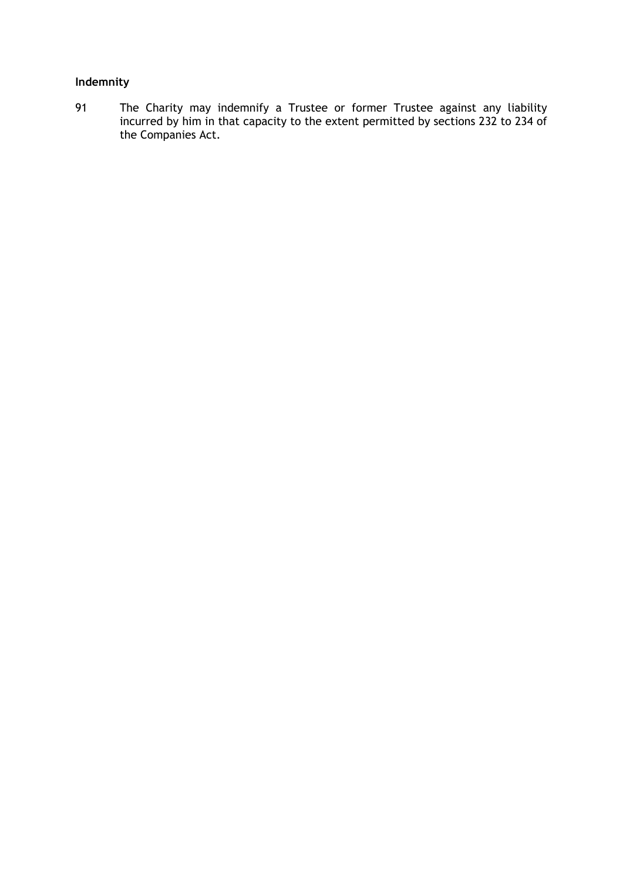**Indemnity**

91 The Charity may indemnify a Trustee or former Trustee against any liability incurred by him in that capacity to the extent permitted by sections 232 to 234 of the Companies Act.